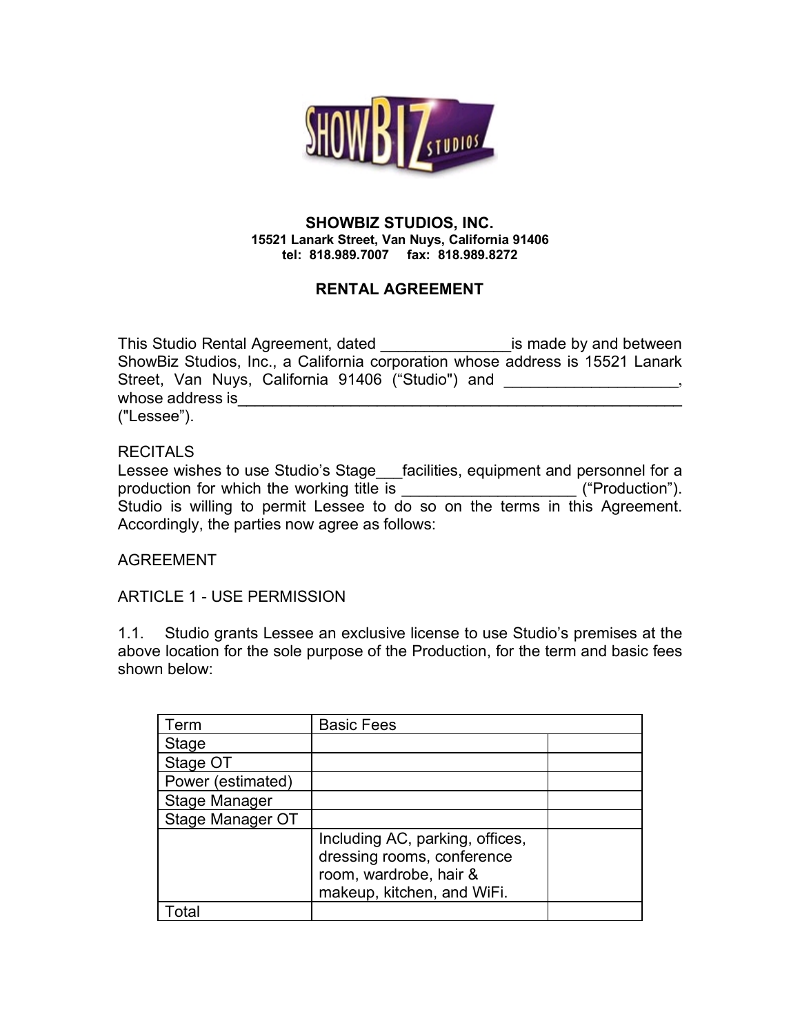# SHOWBIZ STUDIOS, INC.

**15521 Lanark Street, Van Nuys, California 91406**
**tel: 818.989.7007 fax: 818.989.8272**

## RENTAL AGREEMENT

This Studio Rental Agreement, dated _______________is made by and between ShowBiz Studios, Inc., a California corporation whose address is 15521 Lanark Street, Van Nuys, California 91406 ("Studio") and ____________________, whose address is_______________________________________________________ ("Lessee").

RECITALS

Lessee wishes to use Studio's Stage___facilities, equipment and personnel for a production for which the working title is ____________________ ("Production"). Studio is willing to permit Lessee to do so on the terms in this Agreement. Accordingly, the parties now agree as follows:

AGREEMENT

ARTICLE 1 - USE PERMISSION

1.1. Studio grants Lessee an exclusive license to use Studio's premises at the above location for the sole purpose of the Production, for the term and basic fees shown below:

| Term | Basic Fees | |
|---|---|---|
| Stage | | |
| Stage OT | | |
| Power (estimated) | | |
| Stage Manager | | |
| Stage Manager OT | | |
| | Including AC, parking, offices, dressing rooms, conference room, wardrobe, hair & makeup, kitchen, and WiFi. | |
| Total | | |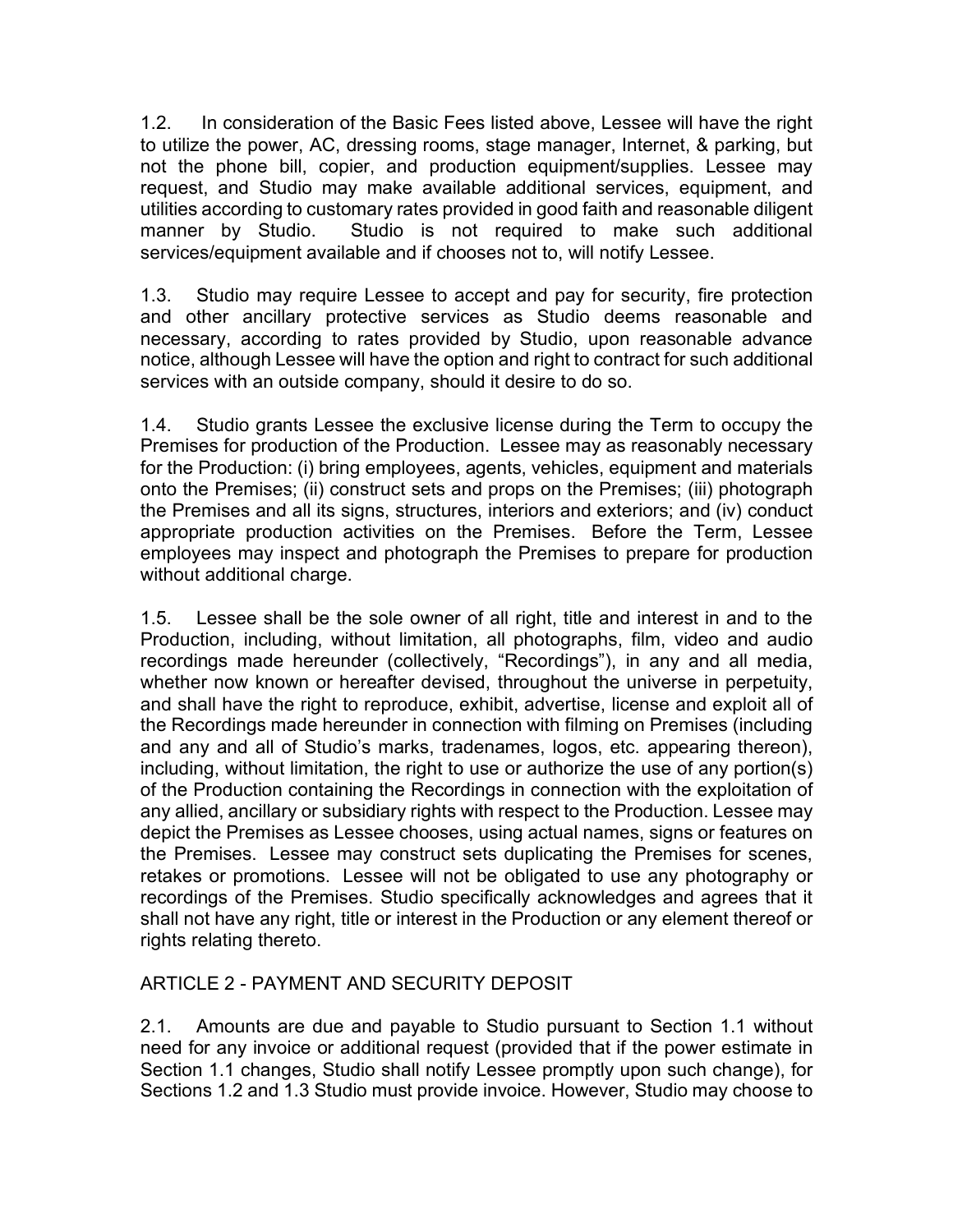1.2. In consideration of the Basic Fees listed above, Lessee will have the right to utilize the power, AC, dressing rooms, stage manager, Internet, & parking, but not the phone bill, copier, and production equipment/supplies. Lessee may request, and Studio may make available additional services, equipment, and utilities according to customary rates provided in good faith and reasonable diligent manner by Studio. Studio is not required to make such additional services/equipment available and if chooses not to, will notify Lessee.

1.3. Studio may require Lessee to accept and pay for security, fire protection and other ancillary protective services as Studio deems reasonable and necessary, according to rates provided by Studio, upon reasonable advance notice, although Lessee will have the option and right to contract for such additional services with an outside company, should it desire to do so.

1.4. Studio grants Lessee the exclusive license during the Term to occupy the Premises for production of the Production. Lessee may as reasonably necessary for the Production: (i) bring employees, agents, vehicles, equipment and materials onto the Premises; (ii) construct sets and props on the Premises; (iii) photograph the Premises and all its signs, structures, interiors and exteriors; and (iv) conduct appropriate production activities on the Premises. Before the Term, Lessee employees may inspect and photograph the Premises to prepare for production without additional charge.

1.5. Lessee shall be the sole owner of all right, title and interest in and to the Production, including, without limitation, all photographs, film, video and audio recordings made hereunder (collectively, "Recordings"), in any and all media, whether now known or hereafter devised, throughout the universe in perpetuity, and shall have the right to reproduce, exhibit, advertise, license and exploit all of the Recordings made hereunder in connection with filming on Premises (including and any and all of Studio's marks, tradenames, logos, etc. appearing thereon), including, without limitation, the right to use or authorize the use of any portion(s) of the Production containing the Recordings in connection with the exploitation of any allied, ancillary or subsidiary rights with respect to the Production. Lessee may depict the Premises as Lessee chooses, using actual names, signs or features on the Premises. Lessee may construct sets duplicating the Premises for scenes, retakes or promotions. Lessee will not be obligated to use any photography or recordings of the Premises. Studio specifically acknowledges and agrees that it shall not have any right, title or interest in the Production or any element thereof or rights relating thereto.

ARTICLE 2 - PAYMENT AND SECURITY DEPOSIT

2.1. Amounts are due and payable to Studio pursuant to Section 1.1 without need for any invoice or additional request (provided that if the power estimate in Section 1.1 changes, Studio shall notify Lessee promptly upon such change), for Sections 1.2 and 1.3 Studio must provide invoice. However, Studio may choose to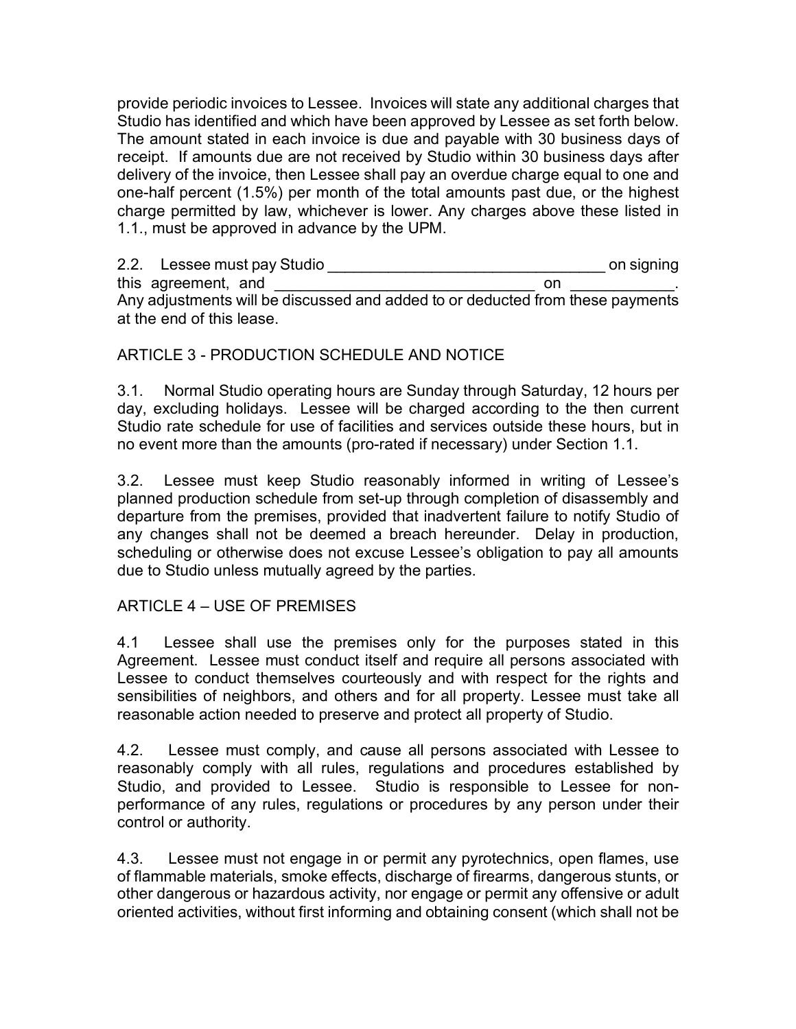provide periodic invoices to Lessee. Invoices will state any additional charges that Studio has identified and which have been approved by Lessee as set forth below. The amount stated in each invoice is due and payable with 30 business days of receipt. If amounts due are not received by Studio within 30 business days after delivery of the invoice, then Lessee shall pay an overdue charge equal to one and one-half percent (1.5%) per month of the total amounts past due, or the highest charge permitted by law, whichever is lower. Any charges above these listed in 1.1., must be approved in advance by the UPM.

2.2. Lessee must pay Studio \_\_\_\_\_\_\_\_\_\_\_\_\_\_\_\_\_\_\_\_\_\_\_\_\_\_\_\_\_\_\_\_ on signing this agreement, and \_\_\_\_\_\_\_\_\_\_\_\_\_\_\_\_\_\_\_\_\_\_\_\_\_\_\_\_\_\_ on \_\_\_\_\_\_\_\_\_\_\_\_. Any adjustments will be discussed and added to or deducted from these payments at the end of this lease.

## ARTICLE 3 - PRODUCTION SCHEDULE AND NOTICE

3.1. Normal Studio operating hours are Sunday through Saturday, 12 hours per day, excluding holidays. Lessee will be charged according to the then current Studio rate schedule for use of facilities and services outside these hours, but in no event more than the amounts (pro-rated if necessary) under Section 1.1.

3.2. Lessee must keep Studio reasonably informed in writing of Lessee's planned production schedule from set-up through completion of disassembly and departure from the premises, provided that inadvertent failure to notify Studio of any changes shall not be deemed a breach hereunder. Delay in production, scheduling or otherwise does not excuse Lessee's obligation to pay all amounts due to Studio unless mutually agreed by the parties.

## ARTICLE 4 – USE OF PREMISES

4.1 Lessee shall use the premises only for the purposes stated in this Agreement. Lessee must conduct itself and require all persons associated with Lessee to conduct themselves courteously and with respect for the rights and sensibilities of neighbors, and others and for all property. Lessee must take all reasonable action needed to preserve and protect all property of Studio.

4.2. Lessee must comply, and cause all persons associated with Lessee to reasonably comply with all rules, regulations and procedures established by Studio, and provided to Lessee. Studio is responsible to Lessee for non-performance of any rules, regulations or procedures by any person under their control or authority.

4.3. Lessee must not engage in or permit any pyrotechnics, open flames, use of flammable materials, smoke effects, discharge of firearms, dangerous stunts, or other dangerous or hazardous activity, nor engage or permit any offensive or adult oriented activities, without first informing and obtaining consent (which shall not be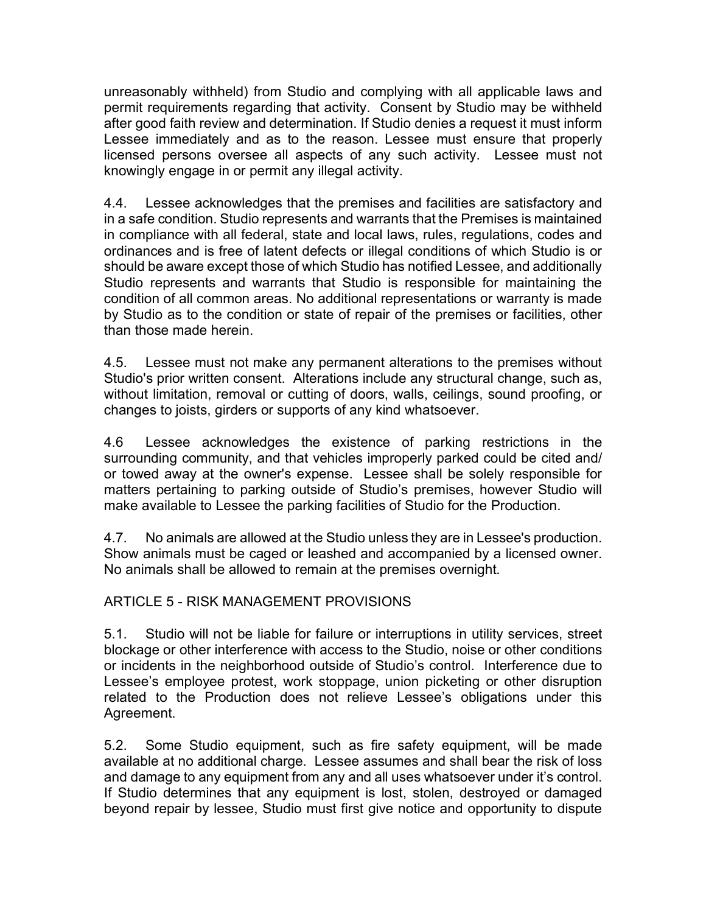unreasonably withheld) from Studio and complying with all applicable laws and permit requirements regarding that activity. Consent by Studio may be withheld after good faith review and determination. If Studio denies a request it must inform Lessee immediately and as to the reason. Lessee must ensure that properly licensed persons oversee all aspects of any such activity. Lessee must not knowingly engage in or permit any illegal activity.

4.4. Lessee acknowledges that the premises and facilities are satisfactory and in a safe condition. Studio represents and warrants that the Premises is maintained in compliance with all federal, state and local laws, rules, regulations, codes and ordinances and is free of latent defects or illegal conditions of which Studio is or should be aware except those of which Studio has notified Lessee, and additionally Studio represents and warrants that Studio is responsible for maintaining the condition of all common areas. No additional representations or warranty is made by Studio as to the condition or state of repair of the premises or facilities, other than those made herein.

4.5. Lessee must not make any permanent alterations to the premises without Studio's prior written consent. Alterations include any structural change, such as, without limitation, removal or cutting of doors, walls, ceilings, sound proofing, or changes to joists, girders or supports of any kind whatsoever.

4.6 Lessee acknowledges the existence of parking restrictions in the surrounding community, and that vehicles improperly parked could be cited and/ or towed away at the owner's expense. Lessee shall be solely responsible for matters pertaining to parking outside of Studio's premises, however Studio will make available to Lessee the parking facilities of Studio for the Production.

4.7. No animals are allowed at the Studio unless they are in Lessee's production. Show animals must be caged or leashed and accompanied by a licensed owner. No animals shall be allowed to remain at the premises overnight.

## ARTICLE 5 - RISK MANAGEMENT PROVISIONS

5.1. Studio will not be liable for failure or interruptions in utility services, street blockage or other interference with access to the Studio, noise or other conditions or incidents in the neighborhood outside of Studio's control. Interference due to Lessee's employee protest, work stoppage, union picketing or other disruption related to the Production does not relieve Lessee's obligations under this Agreement.

5.2. Some Studio equipment, such as fire safety equipment, will be made available at no additional charge. Lessee assumes and shall bear the risk of loss and damage to any equipment from any and all uses whatsoever under it's control. If Studio determines that any equipment is lost, stolen, destroyed or damaged beyond repair by lessee, Studio must first give notice and opportunity to dispute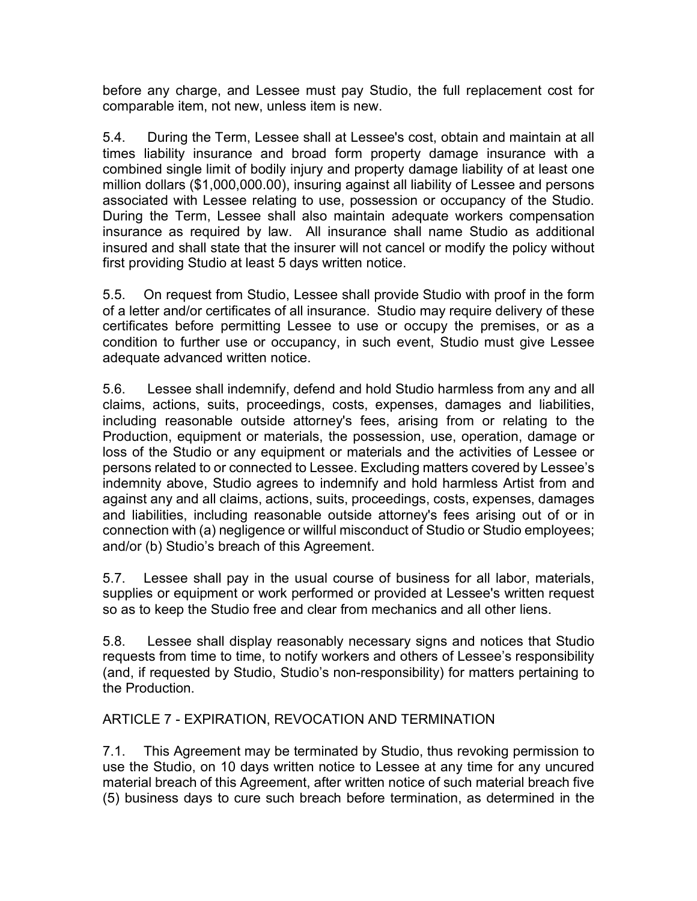before any charge, and Lessee must pay Studio, the full replacement cost for comparable item, not new, unless item is new.

5.4. During the Term, Lessee shall at Lessee's cost, obtain and maintain at all times liability insurance and broad form property damage insurance with a combined single limit of bodily injury and property damage liability of at least one million dollars ($1,000,000.00), insuring against all liability of Lessee and persons associated with Lessee relating to use, possession or occupancy of the Studio. During the Term, Lessee shall also maintain adequate workers compensation insurance as required by law. All insurance shall name Studio as additional insured and shall state that the insurer will not cancel or modify the policy without first providing Studio at least 5 days written notice.

5.5. On request from Studio, Lessee shall provide Studio with proof in the form of a letter and/or certificates of all insurance. Studio may require delivery of these certificates before permitting Lessee to use or occupy the premises, or as a condition to further use or occupancy, in such event, Studio must give Lessee adequate advanced written notice.

5.6. Lessee shall indemnify, defend and hold Studio harmless from any and all claims, actions, suits, proceedings, costs, expenses, damages and liabilities, including reasonable outside attorney's fees, arising from or relating to the Production, equipment or materials, the possession, use, operation, damage or loss of the Studio or any equipment or materials and the activities of Lessee or persons related to or connected to Lessee. Excluding matters covered by Lessee's indemnity above, Studio agrees to indemnify and hold harmless Artist from and against any and all claims, actions, suits, proceedings, costs, expenses, damages and liabilities, including reasonable outside attorney's fees arising out of or in connection with (a) negligence or willful misconduct of Studio or Studio employees; and/or (b) Studio's breach of this Agreement.

5.7. Lessee shall pay in the usual course of business for all labor, materials, supplies or equipment or work performed or provided at Lessee's written request so as to keep the Studio free and clear from mechanics and all other liens.

5.8. Lessee shall display reasonably necessary signs and notices that Studio requests from time to time, to notify workers and others of Lessee's responsibility (and, if requested by Studio, Studio's non-responsibility) for matters pertaining to the Production.

## ARTICLE 7 - EXPIRATION, REVOCATION AND TERMINATION

7.1. This Agreement may be terminated by Studio, thus revoking permission to use the Studio, on 10 days written notice to Lessee at any time for any uncured material breach of this Agreement, after written notice of such material breach five (5) business days to cure such breach before termination, as determined in the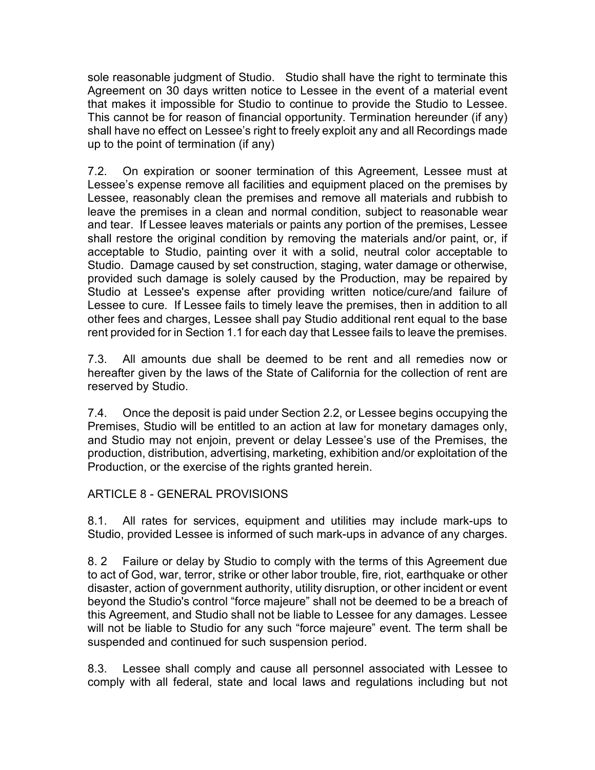sole reasonable judgment of Studio. Studio shall have the right to terminate this Agreement on 30 days written notice to Lessee in the event of a material event that makes it impossible for Studio to continue to provide the Studio to Lessee. This cannot be for reason of financial opportunity. Termination hereunder (if any) shall have no effect on Lessee's right to freely exploit any and all Recordings made up to the point of termination (if any)

7.2. On expiration or sooner termination of this Agreement, Lessee must at Lessee's expense remove all facilities and equipment placed on the premises by Lessee, reasonably clean the premises and remove all materials and rubbish to leave the premises in a clean and normal condition, subject to reasonable wear and tear. If Lessee leaves materials or paints any portion of the premises, Lessee shall restore the original condition by removing the materials and/or paint, or, if acceptable to Studio, painting over it with a solid, neutral color acceptable to Studio. Damage caused by set construction, staging, water damage or otherwise, provided such damage is solely caused by the Production, may be repaired by Studio at Lessee's expense after providing written notice/cure/and failure of Lessee to cure. If Lessee fails to timely leave the premises, then in addition to all other fees and charges, Lessee shall pay Studio additional rent equal to the base rent provided for in Section 1.1 for each day that Lessee fails to leave the premises.

7.3. All amounts due shall be deemed to be rent and all remedies now or hereafter given by the laws of the State of California for the collection of rent are reserved by Studio.

7.4. Once the deposit is paid under Section 2.2, or Lessee begins occupying the Premises, Studio will be entitled to an action at law for monetary damages only, and Studio may not enjoin, prevent or delay Lessee's use of the Premises, the production, distribution, advertising, marketing, exhibition and/or exploitation of the Production, or the exercise of the rights granted herein.

ARTICLE 8 - GENERAL PROVISIONS

8.1. All rates for services, equipment and utilities may include mark-ups to Studio, provided Lessee is informed of such mark-ups in advance of any charges.

8. 2 Failure or delay by Studio to comply with the terms of this Agreement due to act of God, war, terror, strike or other labor trouble, fire, riot, earthquake or other disaster, action of government authority, utility disruption, or other incident or event beyond the Studio's control "force majeure" shall not be deemed to be a breach of this Agreement, and Studio shall not be liable to Lessee for any damages. Lessee will not be liable to Studio for any such "force majeure" event. The term shall be suspended and continued for such suspension period.

8.3. Lessee shall comply and cause all personnel associated with Lessee to comply with all federal, state and local laws and regulations including but not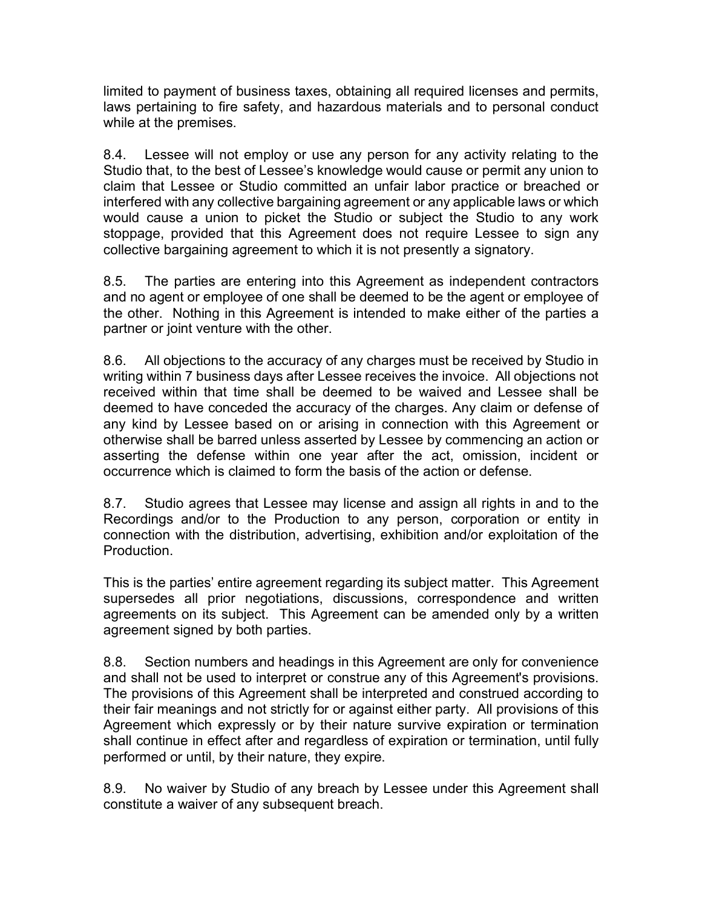limited to payment of business taxes, obtaining all required licenses and permits, laws pertaining to fire safety, and hazardous materials and to personal conduct while at the premises.

8.4. Lessee will not employ or use any person for any activity relating to the Studio that, to the best of Lessee's knowledge would cause or permit any union to claim that Lessee or Studio committed an unfair labor practice or breached or interfered with any collective bargaining agreement or any applicable laws or which would cause a union to picket the Studio or subject the Studio to any work stoppage, provided that this Agreement does not require Lessee to sign any collective bargaining agreement to which it is not presently a signatory.

8.5. The parties are entering into this Agreement as independent contractors and no agent or employee of one shall be deemed to be the agent or employee of the other. Nothing in this Agreement is intended to make either of the parties a partner or joint venture with the other.

8.6. All objections to the accuracy of any charges must be received by Studio in writing within 7 business days after Lessee receives the invoice. All objections not received within that time shall be deemed to be waived and Lessee shall be deemed to have conceded the accuracy of the charges. Any claim or defense of any kind by Lessee based on or arising in connection with this Agreement or otherwise shall be barred unless asserted by Lessee by commencing an action or asserting the defense within one year after the act, omission, incident or occurrence which is claimed to form the basis of the action or defense.

8.7. Studio agrees that Lessee may license and assign all rights in and to the Recordings and/or to the Production to any person, corporation or entity in connection with the distribution, advertising, exhibition and/or exploitation of the Production.

This is the parties' entire agreement regarding its subject matter. This Agreement supersedes all prior negotiations, discussions, correspondence and written agreements on its subject. This Agreement can be amended only by a written agreement signed by both parties.

8.8. Section numbers and headings in this Agreement are only for convenience and shall not be used to interpret or construe any of this Agreement's provisions. The provisions of this Agreement shall be interpreted and construed according to their fair meanings and not strictly for or against either party. All provisions of this Agreement which expressly or by their nature survive expiration or termination shall continue in effect after and regardless of expiration or termination, until fully performed or until, by their nature, they expire.

8.9. No waiver by Studio of any breach by Lessee under this Agreement shall constitute a waiver of any subsequent breach.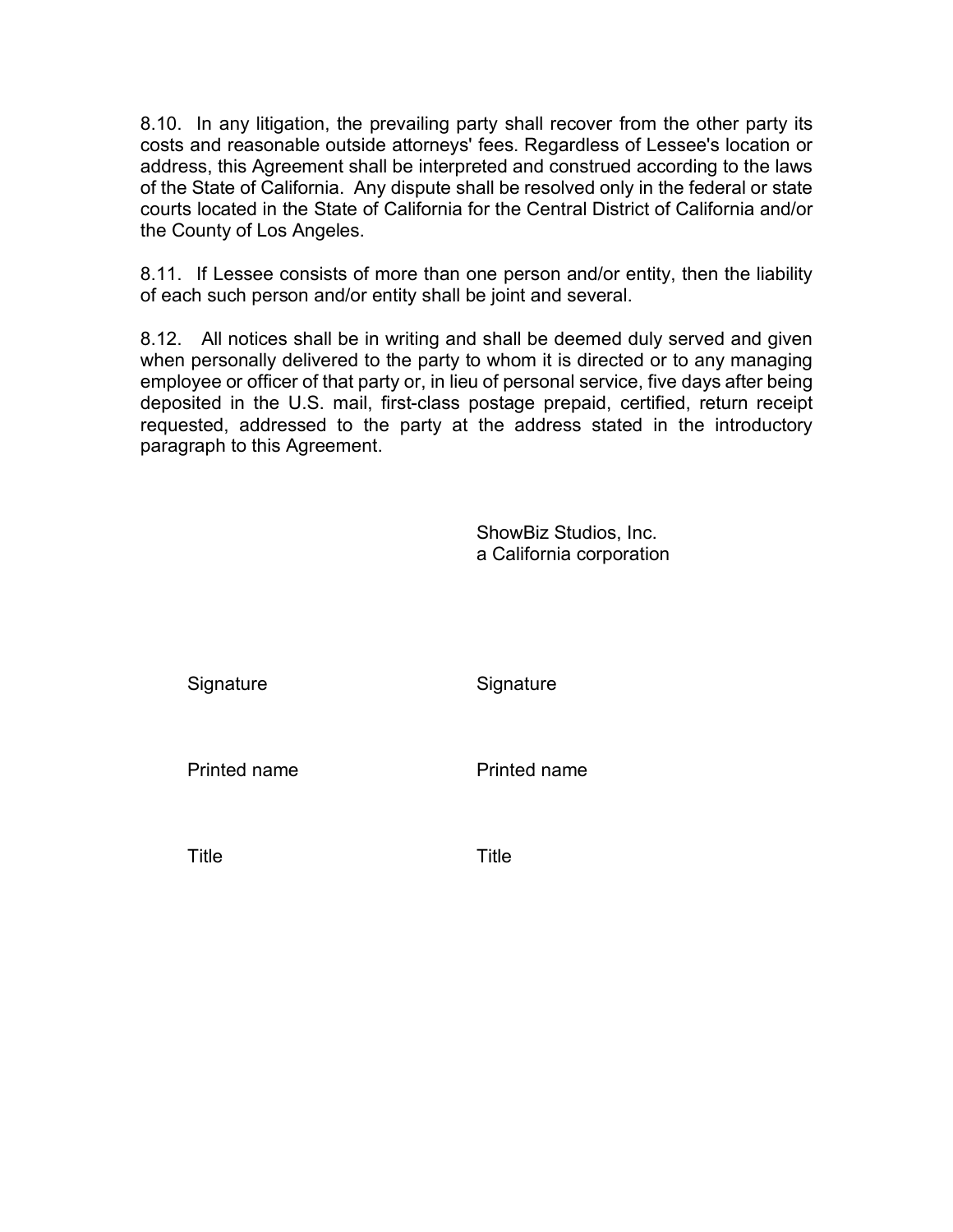8.10. In any litigation, the prevailing party shall recover from the other party its costs and reasonable outside attorneys' fees. Regardless of Lessee's location or address, this Agreement shall be interpreted and construed according to the laws of the State of California. Any dispute shall be resolved only in the federal or state courts located in the State of California for the Central District of California and/or the County of Los Angeles.

8.11. If Lessee consists of more than one person and/or entity, then the liability of each such person and/or entity shall be joint and several.

8.12. All notices shall be in writing and shall be deemed duly served and given when personally delivered to the party to whom it is directed or to any managing employee or officer of that party or, in lieu of personal service, five days after being deposited in the U.S. mail, first-class postage prepaid, certified, return receipt requested, addressed to the party at the address stated in the introductory paragraph to this Agreement.

| | |
|---|---|
| | ShowBiz Studios, Inc.<br>a California corporation |
| Signature | Signature |
| Printed name | Printed name |
| Title | Title |